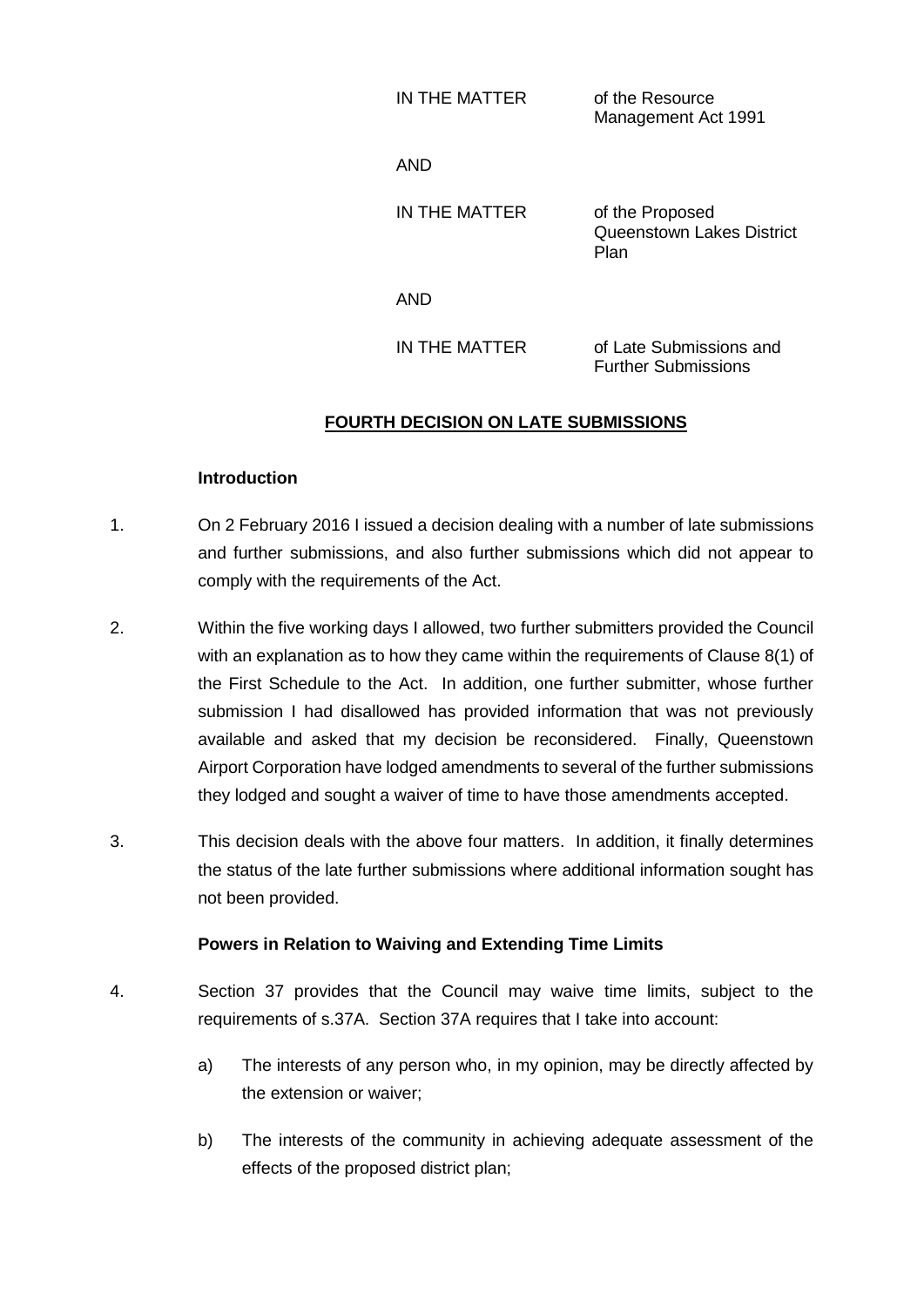IN THE MATTER of the Resource Management Act 1991

AND

IN THE MATTER of the Proposed Queenstown Lakes District Plan

AND

IN THE MATTER of Late Submissions and Further Submissions

## FOURTH DECISION ON LATE SUBMISSIONS

### Introduction

1. On 2 February 2016 I issued a decision dealing with a number of late submissions and further submissions, and also further submissions which did not appear to comply with the requirements of the Act.

2. Within the five working days I allowed, two further submitters provided the Council with an explanation as to how they came within the requirements of Clause 8(1) of the First Schedule to the Act. In addition, one further submitter, whose further submission I had disallowed has provided information that was not previously available and asked that my decision be reconsidered. Finally, Queenstown Airport Corporation have lodged amendments to several of the further submissions they lodged and sought a waiver of time to have those amendments accepted.

3. This decision deals with the above four matters. In addition, it finally determines the status of the late further submissions where additional information sought has not been provided.

### Powers in Relation to Waiving and Extending Time Limits

4. Section 37 provides that the Council may waive time limits, subject to the requirements of s.37A. Section 37A requires that I take into account:

   a) The interests of any person who, in my opinion, may be directly affected by the extension or waiver;

   b) The interests of the community in achieving adequate assessment of the effects of the proposed district plan;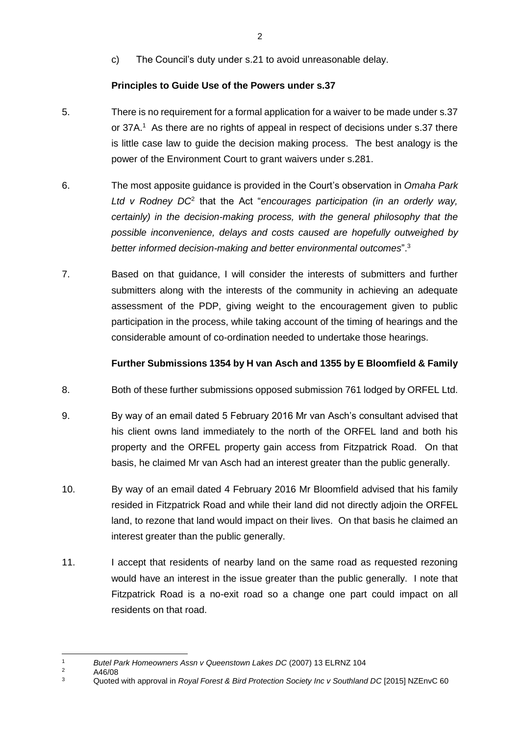c) The Council's duty under s.21 to avoid unreasonable delay.

**Principles to Guide Use of the Powers under s.37**

5. There is no requirement for a formal application for a waiver to be made under s.37 or 37A.[1] As there are no rights of appeal in respect of decisions under s.37 there is little case law to guide the decision making process. The best analogy is the power of the Environment Court to grant waivers under s.281.

6. The most apposite guidance is provided in the Court's observation in *Omaha Park Ltd v Rodney DC*[2] that the Act "*encourages participation (in an orderly way, certainly) in the decision-making process, with the general philosophy that the possible inconvenience, delays and costs caused are hopefully outweighed by better informed decision-making and better environmental outcomes*".[3]

7. Based on that guidance, I will consider the interests of submitters and further submitters along with the interests of the community in achieving an adequate assessment of the PDP, giving weight to the encouragement given to public participation in the process, while taking account of the timing of hearings and the considerable amount of co-ordination needed to undertake those hearings.

**Further Submissions 1354 by H van Asch and 1355 by E Bloomfield & Family**

8. Both of these further submissions opposed submission 761 lodged by ORFEL Ltd.

9. By way of an email dated 5 February 2016 Mr van Asch's consultant advised that his client owns land immediately to the north of the ORFEL land and both his property and the ORFEL property gain access from Fitzpatrick Road. On that basis, he claimed Mr van Asch had an interest greater than the public generally.

10. By way of an email dated 4 February 2016 Mr Bloomfield advised that his family resided in Fitzpatrick Road and while their land did not directly adjoin the ORFEL land, to rezone that land would impact on their lives. On that basis he claimed an interest greater than the public generally.

11. I accept that residents of nearby land on the same road as requested rezoning would have an interest in the issue greater than the public generally. I note that Fitzpatrick Road is a no-exit road so a change one part could impact on all residents on that road.

---

[1] *Butel Park Homeowners Assn v Queenstown Lakes DC* (2007) 13 ELRNZ 104

[2] A46/08

[3] Quoted with approval in *Royal Forest & Bird Protection Society Inc v Southland DC* [2015] NZEnvC 60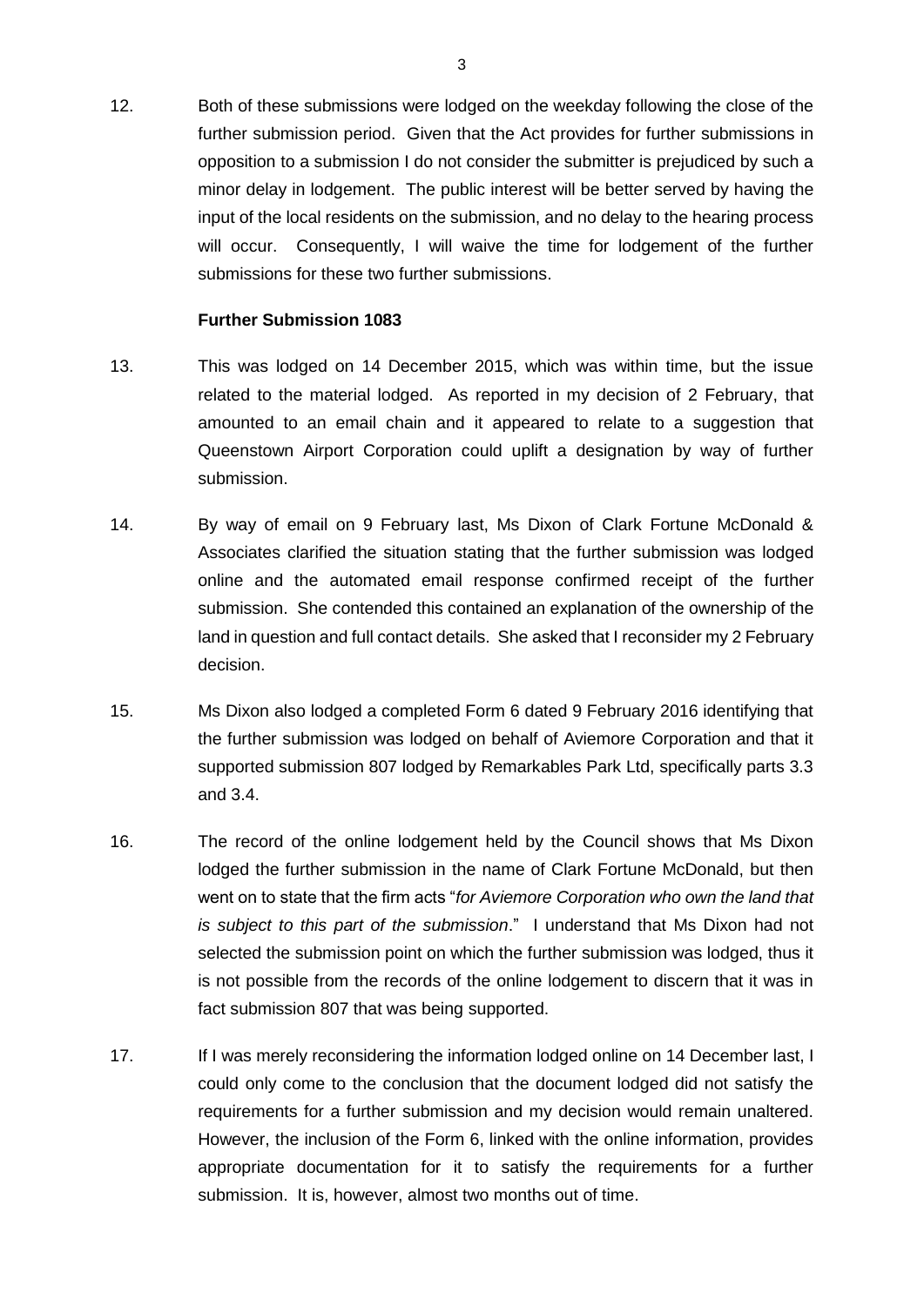12. Both of these submissions were lodged on the weekday following the close of the further submission period. Given that the Act provides for further submissions in opposition to a submission I do not consider the submitter is prejudiced by such a minor delay in lodgement. The public interest will be better served by having the input of the local residents on the submission, and no delay to the hearing process will occur. Consequently, I will waive the time for lodgement of the further submissions for these two further submissions.

**Further Submission 1083**

13. This was lodged on 14 December 2015, which was within time, but the issue related to the material lodged. As reported in my decision of 2 February, that amounted to an email chain and it appeared to relate to a suggestion that Queenstown Airport Corporation could uplift a designation by way of further submission.

14. By way of email on 9 February last, Ms Dixon of Clark Fortune McDonald & Associates clarified the situation stating that the further submission was lodged online and the automated email response confirmed receipt of the further submission. She contended this contained an explanation of the ownership of the land in question and full contact details. She asked that I reconsider my 2 February decision.

15. Ms Dixon also lodged a completed Form 6 dated 9 February 2016 identifying that the further submission was lodged on behalf of Aviemore Corporation and that it supported submission 807 lodged by Remarkables Park Ltd, specifically parts 3.3 and 3.4.

16. The record of the online lodgement held by the Council shows that Ms Dixon lodged the further submission in the name of Clark Fortune McDonald, but then went on to state that the firm acts "*for Aviemore Corporation who own the land that is subject to this part of the submission*." I understand that Ms Dixon had not selected the submission point on which the further submission was lodged, thus it is not possible from the records of the online lodgement to discern that it was in fact submission 807 that was being supported.

17. If I was merely reconsidering the information lodged online on 14 December last, I could only come to the conclusion that the document lodged did not satisfy the requirements for a further submission and my decision would remain unaltered. However, the inclusion of the Form 6, linked with the online information, provides appropriate documentation for it to satisfy the requirements for a further submission. It is, however, almost two months out of time.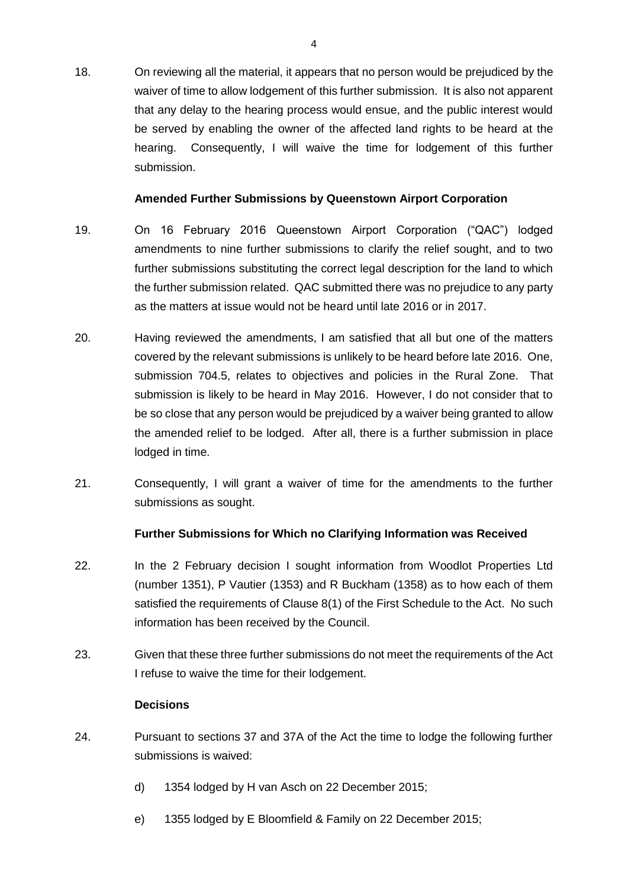18. On reviewing all the material, it appears that no person would be prejudiced by the waiver of time to allow lodgement of this further submission. It is also not apparent that any delay to the hearing process would ensue, and the public interest would be served by enabling the owner of the affected land rights to be heard at the hearing. Consequently, I will waive the time for lodgement of this further submission.

**Amended Further Submissions by Queenstown Airport Corporation**

19. On 16 February 2016 Queenstown Airport Corporation ("QAC") lodged amendments to nine further submissions to clarify the relief sought, and to two further submissions substituting the correct legal description for the land to which the further submission related. QAC submitted there was no prejudice to any party as the matters at issue would not be heard until late 2016 or in 2017.

20. Having reviewed the amendments, I am satisfied that all but one of the matters covered by the relevant submissions is unlikely to be heard before late 2016. One, submission 704.5, relates to objectives and policies in the Rural Zone. That submission is likely to be heard in May 2016. However, I do not consider that to be so close that any person would be prejudiced by a waiver being granted to allow the amended relief to be lodged. After all, there is a further submission in place lodged in time.

21. Consequently, I will grant a waiver of time for the amendments to the further submissions as sought.

**Further Submissions for Which no Clarifying Information was Received**

22. In the 2 February decision I sought information from Woodlot Properties Ltd (number 1351), P Vautier (1353) and R Buckham (1358) as to how each of them satisfied the requirements of Clause 8(1) of the First Schedule to the Act. No such information has been received by the Council.

23. Given that these three further submissions do not meet the requirements of the Act I refuse to waive the time for their lodgement.

**Decisions**

24. Pursuant to sections 37 and 37A of the Act the time to lodge the following further submissions is waived:

    d) 1354 lodged by H van Asch on 22 December 2015;

    e) 1355 lodged by E Bloomfield & Family on 22 December 2015;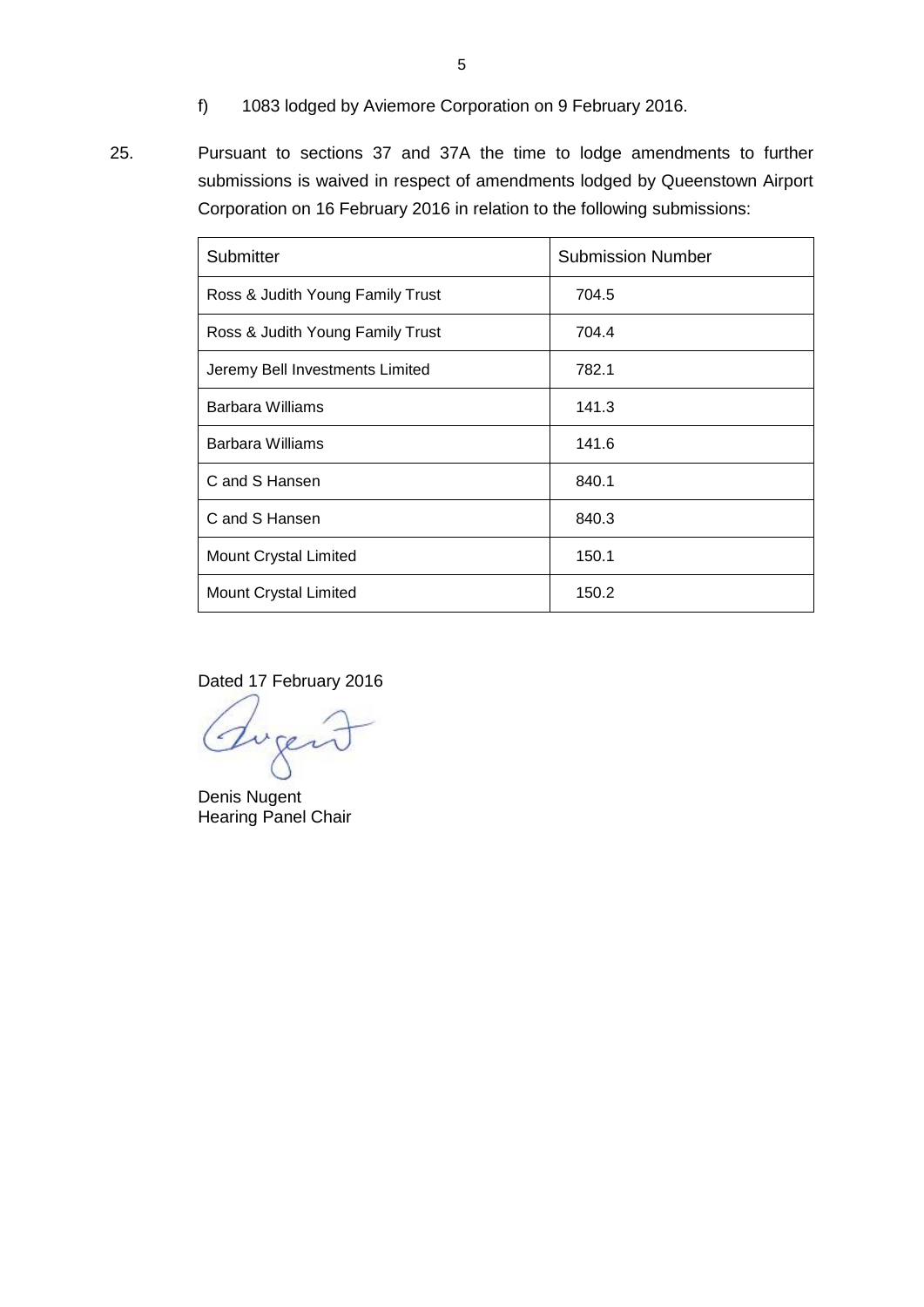f) 1083 lodged by Aviemore Corporation on 9 February 2016.

25. Pursuant to sections 37 and 37A the time to lodge amendments to further submissions is waived in respect of amendments lodged by Queenstown Airport Corporation on 16 February 2016 in relation to the following submissions:

| Submitter | Submission Number |
|---|---|
| Ross & Judith Young Family Trust | 704.5 |
| Ross & Judith Young Family Trust | 704.4 |
| Jeremy Bell Investments Limited | 782.1 |
| Barbara Williams | 141.3 |
| Barbara Williams | 141.6 |
| C and S Hansen | 840.1 |
| C and S Hansen | 840.3 |
| Mount Crystal Limited | 150.1 |
| Mount Crystal Limited | 150.2 |

Dated 17 February 2016

Denis Nugent
Hearing Panel Chair